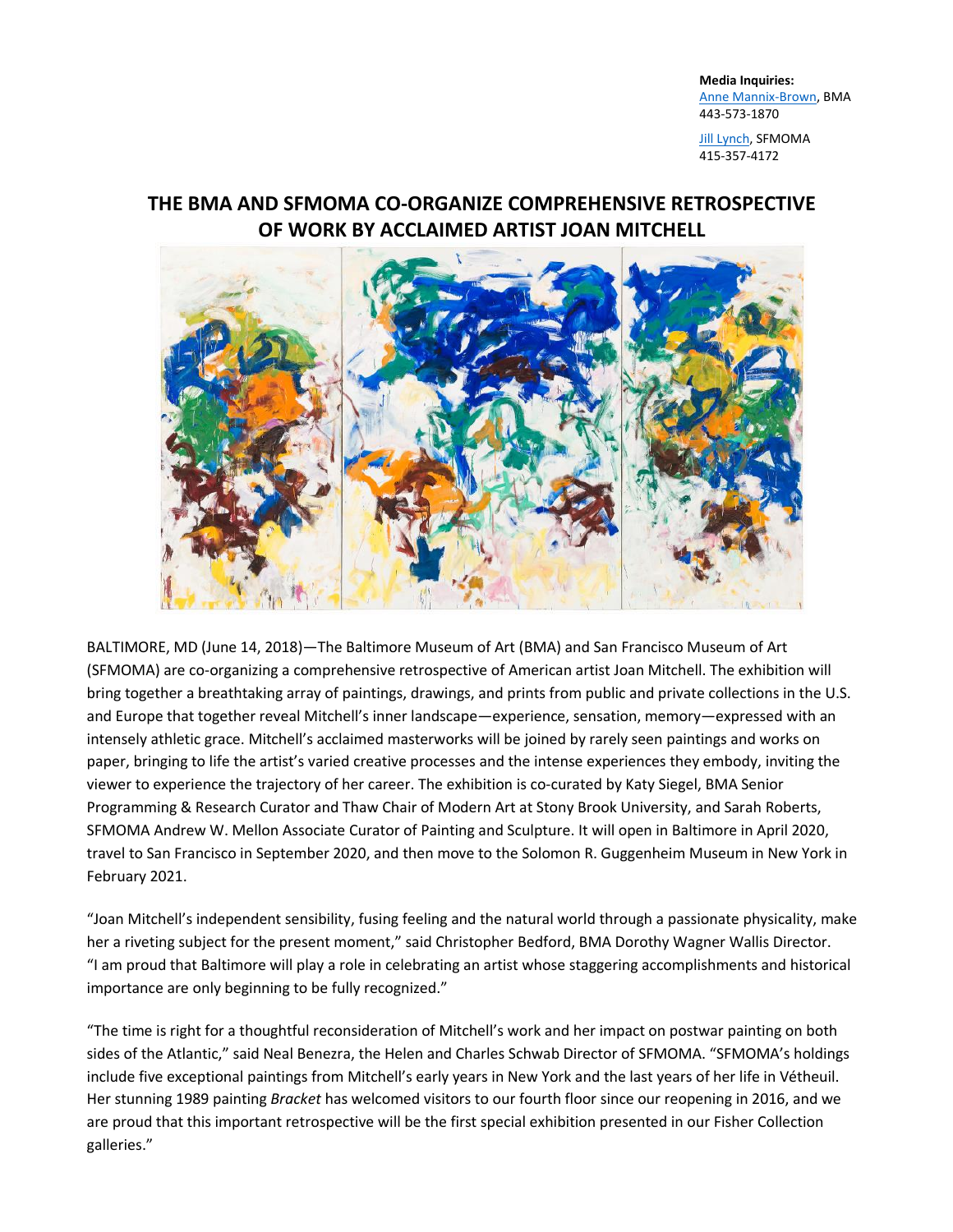**Media Inquiries:**
Anne Mannix-Brown, BMA
443-573-1870

Jill Lynch, SFMOMA
415-357-4172

# THE BMA AND SFMOMA CO-ORGANIZE COMPREHENSIVE RETROSPECTIVE OF WORK BY ACCLAIMED ARTIST JOAN MITCHELL

BALTIMORE, MD (June 14, 2018)—The Baltimore Museum of Art (BMA) and San Francisco Museum of Art (SFMOMA) are co-organizing a comprehensive retrospective of American artist Joan Mitchell. The exhibition will bring together a breathtaking array of paintings, drawings, and prints from public and private collections in the U.S. and Europe that together reveal Mitchell's inner landscape—experience, sensation, memory—expressed with an intensely athletic grace. Mitchell's acclaimed masterworks will be joined by rarely seen paintings and works on paper, bringing to life the artist's varied creative processes and the intense experiences they embody, inviting the viewer to experience the trajectory of her career. The exhibition is co-curated by Katy Siegel, BMA Senior Programming & Research Curator and Thaw Chair of Modern Art at Stony Brook University, and Sarah Roberts, SFMOMA Andrew W. Mellon Associate Curator of Painting and Sculpture. It will open in Baltimore in April 2020, travel to San Francisco in September 2020, and then move to the Solomon R. Guggenheim Museum in New York in February 2021.

"Joan Mitchell's independent sensibility, fusing feeling and the natural world through a passionate physicality, make her a riveting subject for the present moment," said Christopher Bedford, BMA Dorothy Wagner Wallis Director. "I am proud that Baltimore will play a role in celebrating an artist whose staggering accomplishments and historical importance are only beginning to be fully recognized."

"The time is right for a thoughtful reconsideration of Mitchell's work and her impact on postwar painting on both sides of the Atlantic," said Neal Benezra, the Helen and Charles Schwab Director of SFMOMA. "SFMOMA's holdings include five exceptional paintings from Mitchell's early years in New York and the last years of her life in Vétheuil. Her stunning 1989 painting *Bracket* has welcomed visitors to our fourth floor since our reopening in 2016, and we are proud that this important retrospective will be the first special exhibition presented in our Fisher Collection galleries."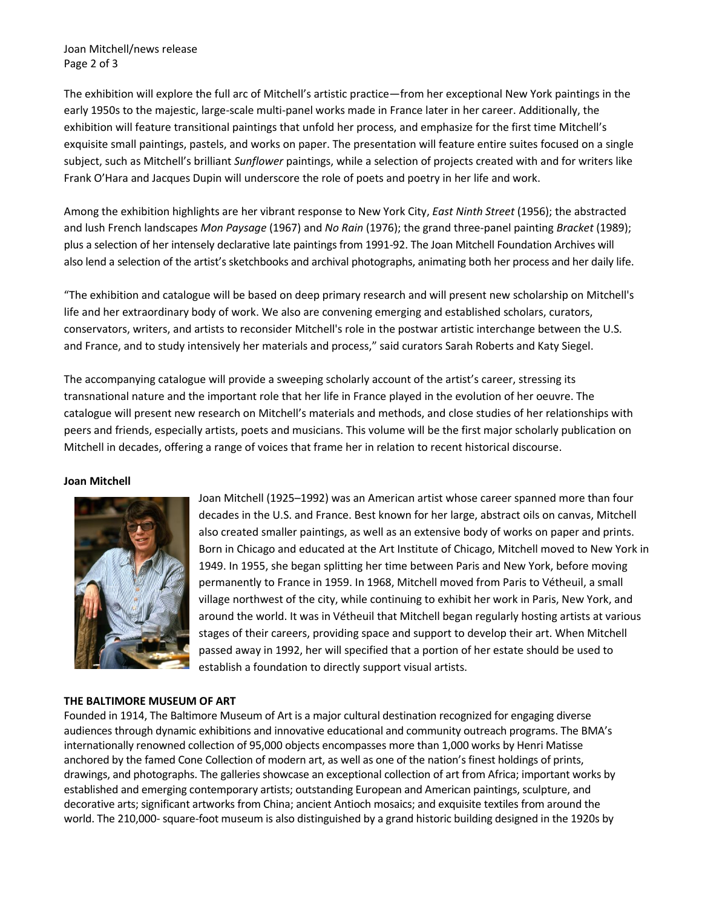The exhibition will explore the full arc of Mitchell's artistic practice—from her exceptional New York paintings in the early 1950s to the majestic, large-scale multi-panel works made in France later in her career. Additionally, the exhibition will feature transitional paintings that unfold her process, and emphasize for the first time Mitchell's exquisite small paintings, pastels, and works on paper. The presentation will feature entire suites focused on a single subject, such as Mitchell's brilliant *Sunflower* paintings, while a selection of projects created with and for writers like Frank O'Hara and Jacques Dupin will underscore the role of poets and poetry in her life and work.

Among the exhibition highlights are her vibrant response to New York City, *East Ninth Street* (1956); the abstracted and lush French landscapes *Mon Paysage* (1967) and *No Rain* (1976); the grand three-panel painting *Bracket* (1989); plus a selection of her intensely declarative late paintings from 1991-92. The Joan Mitchell Foundation Archives will also lend a selection of the artist's sketchbooks and archival photographs, animating both her process and her daily life.

"The exhibition and catalogue will be based on deep primary research and will present new scholarship on Mitchell's life and her extraordinary body of work. We also are convening emerging and established scholars, curators, conservators, writers, and artists to reconsider Mitchell's role in the postwar artistic interchange between the U.S. and France, and to study intensively her materials and process," said curators Sarah Roberts and Katy Siegel.

The accompanying catalogue will provide a sweeping scholarly account of the artist's career, stressing its transnational nature and the important role that her life in France played in the evolution of her oeuvre. The catalogue will present new research on Mitchell's materials and methods, and close studies of her relationships with peers and friends, especially artists, poets and musicians. This volume will be the first major scholarly publication on Mitchell in decades, offering a range of voices that frame her in relation to recent historical discourse.

**Joan Mitchell**

Joan Mitchell (1925–1992) was an American artist whose career spanned more than four decades in the U.S. and France. Best known for her large, abstract oils on canvas, Mitchell also created smaller paintings, as well as an extensive body of works on paper and prints. Born in Chicago and educated at the Art Institute of Chicago, Mitchell moved to New York in 1949. In 1955, she began splitting her time between Paris and New York, before moving permanently to France in 1959. In 1968, Mitchell moved from Paris to Vétheuil, a small village northwest of the city, while continuing to exhibit her work in Paris, New York, and around the world. It was in Vétheuil that Mitchell began regularly hosting artists at various stages of their careers, providing space and support to develop their art. When Mitchell passed away in 1992, her will specified that a portion of her estate should be used to establish a foundation to directly support visual artists.

**THE BALTIMORE MUSEUM OF ART**

Founded in 1914, The Baltimore Museum of Art is a major cultural destination recognized for engaging diverse audiences through dynamic exhibitions and innovative educational and community outreach programs. The BMA's internationally renowned collection of 95,000 objects encompasses more than 1,000 works by Henri Matisse anchored by the famed Cone Collection of modern art, as well as one of the nation's finest holdings of prints, drawings, and photographs. The galleries showcase an exceptional collection of art from Africa; important works by established and emerging contemporary artists; outstanding European and American paintings, sculpture, and decorative arts; significant artworks from China; ancient Antioch mosaics; and exquisite textiles from around the world. The 210,000- square-foot museum is also distinguished by a grand historic building designed in the 1920s by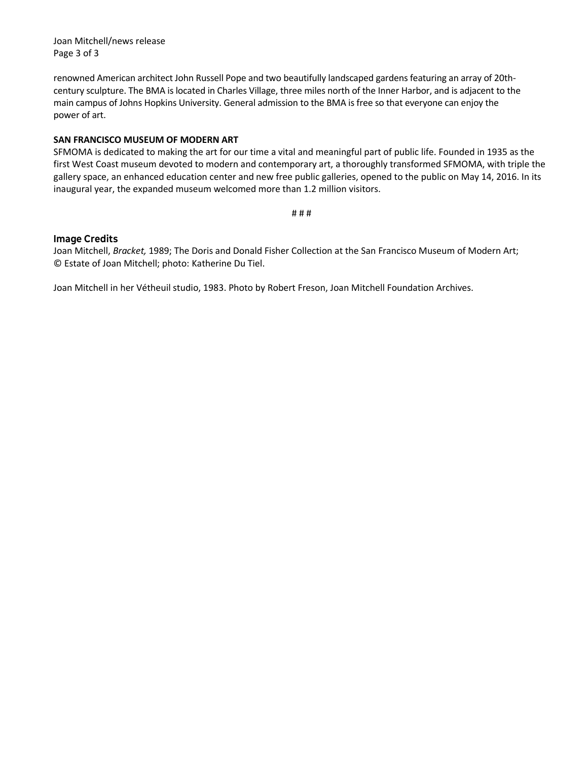renowned American architect John Russell Pope and two beautifully landscaped gardens featuring an array of 20th-century sculpture. The BMA is located in Charles Village, three miles north of the Inner Harbor, and is adjacent to the main campus of Johns Hopkins University. General admission to the BMA is free so that everyone can enjoy the power of art.

**SAN FRANCISCO MUSEUM OF MODERN ART**

SFMOMA is dedicated to making the art for our time a vital and meaningful part of public life. Founded in 1935 as the first West Coast museum devoted to modern and contemporary art, a thoroughly transformed SFMOMA, with triple the gallery space, an enhanced education center and new free public galleries, opened to the public on May 14, 2016. In its inaugural year, the expanded museum welcomed more than 1.2 million visitors.

# # #

## Image Credits

Joan Mitchell, *Bracket,* 1989; The Doris and Donald Fisher Collection at the San Francisco Museum of Modern Art; © Estate of Joan Mitchell; photo: Katherine Du Tiel.

Joan Mitchell in her Vétheuil studio, 1983. Photo by Robert Freson, Joan Mitchell Foundation Archives.